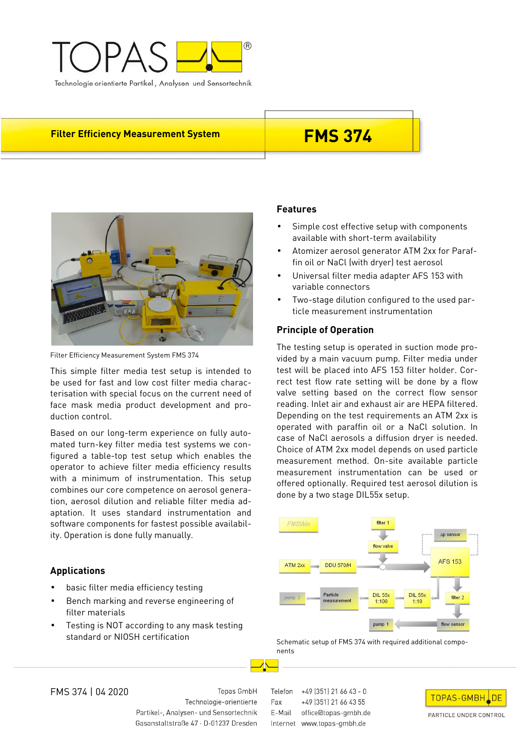# TOPAS

Technologie orientierte Partikel-, Analysen- und Sensortechnik

## Filter Efficiency Measurement System

# FMS 374

Filter Efficiency Measurement System FMS 374

This simple filter media test setup is intended to be used for fast and low cost filter media characterisation with special focus on the current need of face mask media product development and production control.

Based on our long-term experience on fully automated turn-key filter media test systems we configured a table-top test setup which enables the operator to achieve filter media efficiency results with a minimum of instrumentation. This setup combines our core competence on aerosol generation, aerosol dilution and reliable filter media adaptation. It uses standard instrumentation and software components for fastest possible availability. Operation is done fully manually.

## Applications

- basic filter media efficiency testing
- Bench marking and reverse engineering of filter materials
- Testing is NOT according to any mask testing standard or NIOSH certification

## Features

- Simple cost effective setup with components available with short-term availability
- Atomizer aerosol generator ATM 2xx for Paraffin oil or NaCl (with dryer) test aerosol
- Universal filter media adapter AFS 153 with variable connectors
- Two-stage dilution configured to the used particle measurement instrumentation

## Principle of Operation

The testing setup is operated in suction mode provided by a main vacuum pump. Filter media under test will be placed into AFS 153 filter holder. Correct test flow rate setting will be done by a flow valve setting based on the correct flow sensor reading. Inlet air and exhaust air are HEPA filtered. Depending on the test requirements an ATM 2xx is operated with paraffin oil or a NaCl solution. In case of NaCl aerosols a diffusion dryer is needed. Choice of ATM 2xx model depends on used particle measurement method. On-site available particle measurement instrumentation can be used or offered optionally. Required test aerosol dilution is done by a two stage DIL55x setup.

FMSWin | filter 1 | Δp sensor | flow valve | ATM 2xx | DDU 570/H | AFS 153 | pump 2 | Particle measurement | DIL 55x 1:100 | DIL 55x 1:10 | filter 2 | pump 1 | flow sensor

Schematic setup of FMS 374 with required additional components

FMS 374 | 04 2020

Topas GmbH
Technologie-orientierte
Partikel-, Analysen- und Sensortechnik
Gasanstaltstraße 47 · D-01237 Dresden

Telefon +49 (351) 21 66 43 - 0
Fax +49 (351) 21 66 43 55
E-Mail office@topas-gmbh.de
Internet www.topas-gmbh.de

TOPAS-GMBH.DE
PARTICLE UNDER CONTROL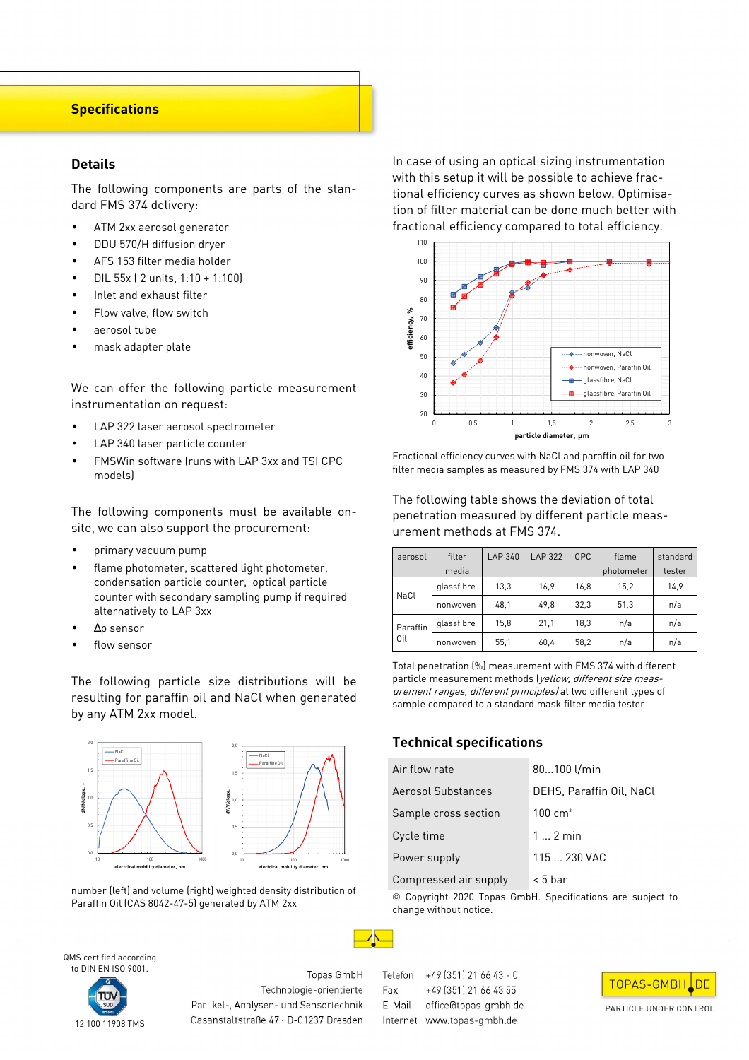## Specifications

### Details

The following components are parts of the standard FMS 374 delivery:

- ATM 2xx aerosol generator
- DDU 570/H diffusion dryer
- AFS 153 filter media holder
- DIL 55x ( 2 units, 1:10 + 1:100)
- Inlet and exhaust filter
- Flow valve, flow switch
- aerosol tube
- mask adapter plate

We can offer the following particle measurement instrumentation on request:

- LAP 322 laser aerosol spectrometer
- LAP 340 laser particle counter
- FMSWin software (runs with LAP 3xx and TSI CPC models)

The following components must be available on-site, we can also support the procurement:

- primary vacuum pump
- flame photometer, scattered light photometer, condensation particle counter, optical particle counter with secondary sampling pump if required alternatively to LAP 3xx
- Δp sensor
- flow sensor

The following particle size distributions will be resulting for paraffin oil and NaCl when generated by any ATM 2xx model.

NaCl
Paraffine Oil
dN/N dlogx, -
electrical mobility diameter, nm

NaCl
Paraffine Oil
dV/V dlogx, -
electrical mobility diameter, nm

number (left) and volume (right) weighted density distribution of Paraffin Oil (CAS 8042-47-5) generated by ATM 2xx

In case of using an optical sizing instrumentation with this setup it will be possible to achieve fractional efficiency curves as shown below. Optimisation of filter material can be done much better with fractional efficiency compared to total efficiency.

efficiency, %
particle diameter, µm
nonwoven, NaCl
nonwoven, Paraffin Oil
glassfibre, NaCl
glassfibre, Paraffin Oil

Fractional efficiency curves with NaCl and paraffin oil for two filter media samples as measured by FMS 374 with LAP 340

The following table shows the deviation of total penetration measured by different particle measurement methods at FMS 374.

| aerosol | filter media | LAP 340 | LAP 322 | CPC | flame photometer | standard tester |
|---|---|---|---|---|---|---|
| NaCl | glassfibre | 13,3 | 16,9 | 16,8 | 15,2 | 14,9 |
| | nonwoven | 48,1 | 49,8 | 32,3 | 51,3 | n/a |
| Paraffin Oil | glassfibre | 15,8 | 21,1 | 18,3 | n/a | n/a |
| | nonwoven | 55,1 | 60,4 | 58,2 | n/a | n/a |

Total penetration (%) measurement with FMS 374 with different particle measurement methods (*yellow, different size measurement ranges, different principles*) at two different types of sample compared to a standard mask filter media tester

### Technical specifications

| | |
|---|---|
| Air flow rate | 80...100 l/min |
| Aerosol Substances | DEHS, Paraffin Oil, NaCl |
| Sample cross section | 100 cm² |
| Cycle time | 1 ... 2 min |
| Power supply | 115 ... 230 VAC |
| Compressed air supply | < 5 bar |

© Copyright 2020 Topas GmbH. Specifications are subject to change without notice.

QMS certified according to DIN EN ISO 9001.

12 100 11908 TMS

Topas GmbH
Technologie-orientierte
Partikel-, Analysen- und Sensortechnik
Gasanstaltstraße 47 · D-01237 Dresden

Telefon +49 (351) 21 66 43 - 0
Fax +49 (351) 21 66 43 55
E-Mail office@topas-gmbh.de
Internet www.topas-gmbh.de

TOPAS-GMBH.DE
PARTICLE UNDER CONTROL